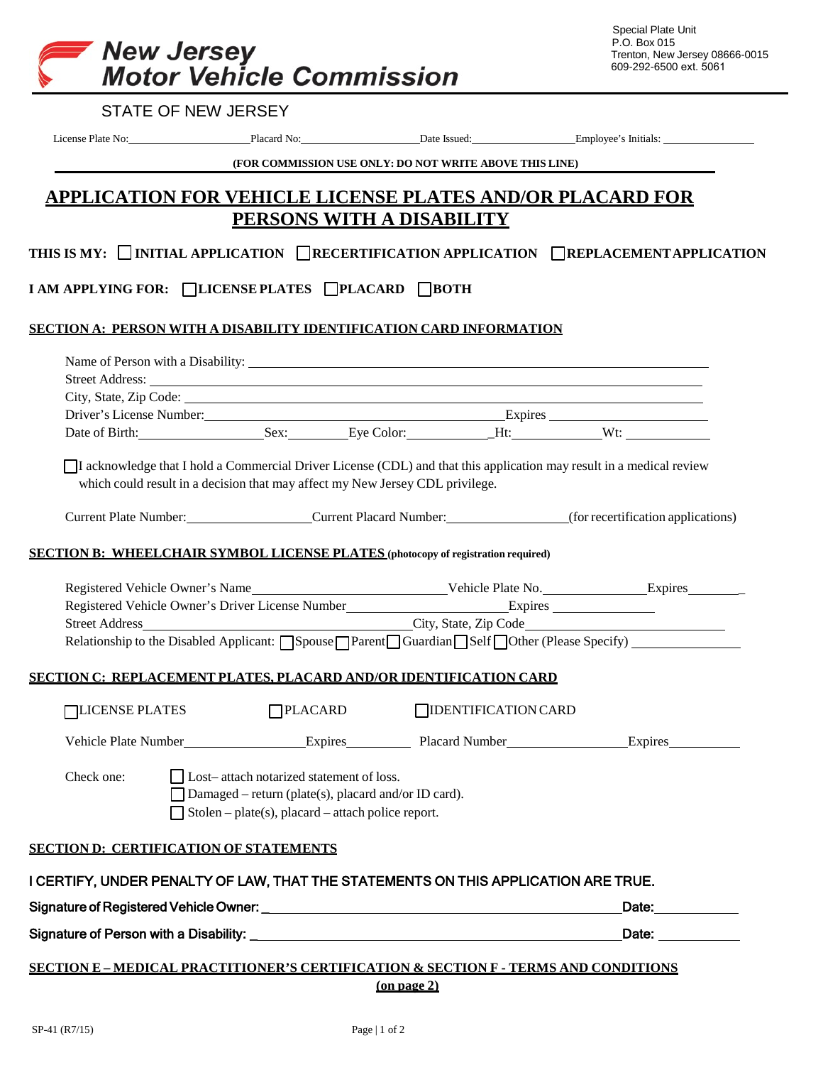**New Jersey Motor Vehicle Commission**

Special Plate Unit
P.O. Box 015
Trenton, New Jersey 08666-0015
609-292-6500 ext. 5061

STATE OF NEW JERSEY

License Plate No:\_\_\_\_\_\_\_\_\_\_ Placard No:\_\_\_\_\_\_\_\_\_\_ Date Issued:\_\_\_\_\_\_\_\_\_\_ Employee's Initials: \_\_\_\_\_\_\_\_\_\_

**(FOR COMMISSION USE ONLY: DO NOT WRITE ABOVE THIS LINE)**

# APPLICATION FOR VEHICLE LICENSE PLATES AND/OR PLACARD FOR PERSONS WITH A DISABILITY

**THIS IS MY:** ☐ **INITIAL APPLICATION** ☐ **RECERTIFICATION APPLICATION** ☐ **REPLACEMENT APPLICATION**

**I AM APPLYING FOR:** ☐ **LICENSE PLATES** ☐ **PLACARD** ☐ **BOTH**

## SECTION A: PERSON WITH A DISABILITY IDENTIFICATION CARD INFORMATION

Name of Person with a Disability: \_\_\_\_\_\_\_\_\_\_

Street Address: \_\_\_\_\_\_\_\_\_\_

City, State, Zip Code: \_\_\_\_\_\_\_\_\_\_

Driver's License Number:\_\_\_\_\_\_\_\_\_\_ Expires \_\_\_\_\_\_\_\_\_\_

Date of Birth:\_\_\_\_\_\_\_\_\_\_ Sex:\_\_\_\_\_\_ Eye Color:\_\_\_\_\_\_ Ht:\_\_\_\_\_\_ Wt: \_\_\_\_\_\_

☐ I acknowledge that I hold a Commercial Driver License (CDL) and that this application may result in a medical review which could result in a decision that may affect my New Jersey CDL privilege.

Current Plate Number:\_\_\_\_\_\_\_\_\_\_ Current Placard Number:\_\_\_\_\_\_\_\_\_\_ (for recertification applications)

## SECTION B: WHEELCHAIR SYMBOL LICENSE PLATES (photocopy of registration required)

Registered Vehicle Owner's Name\_\_\_\_\_\_\_\_\_\_ Vehicle Plate No.\_\_\_\_\_\_\_\_\_\_ Expires\_\_\_\_\_\_

Registered Vehicle Owner's Driver License Number\_\_\_\_\_\_\_\_\_\_ Expires \_\_\_\_\_\_

Street Address\_\_\_\_\_\_\_\_\_\_ City, State, Zip Code\_\_\_\_\_\_\_\_\_\_

Relationship to the Disabled Applicant: ☐ Spouse ☐ Parent ☐ Guardian ☐ Self ☐ Other (Please Specify) \_\_\_\_\_\_\_\_\_\_

## SECTION C: REPLACEMENT PLATES, PLACARD AND/OR IDENTIFICATION CARD

☐ LICENSE PLATES ☐ PLACARD ☐ IDENTIFICATION CARD

Vehicle Plate Number\_\_\_\_\_\_\_\_\_\_ Expires\_\_\_\_\_\_ Placard Number\_\_\_\_\_\_\_\_\_\_ Expires\_\_\_\_\_\_

Check one:
- ☐ Lost– attach notarized statement of loss.
- ☐ Damaged – return (plate(s), placard and/or ID card).
- ☐ Stolen – plate(s), placard – attach police report.

## SECTION D: CERTIFICATION OF STATEMENTS

**I CERTIFY, UNDER PENALTY OF LAW, THAT THE STATEMENTS ON THIS APPLICATION ARE TRUE.**

**Signature of Registered Vehicle Owner:** \_\_\_\_\_\_\_\_\_\_ **Date:**\_\_\_\_\_\_

**Signature of Person with a Disability:** \_\_\_\_\_\_\_\_\_\_ **Date:** \_\_\_\_\_\_

**SECTION E – MEDICAL PRACTITIONER'S CERTIFICATION & SECTION F - TERMS AND CONDITIONS (on page 2)**

SP-41 (R7/15)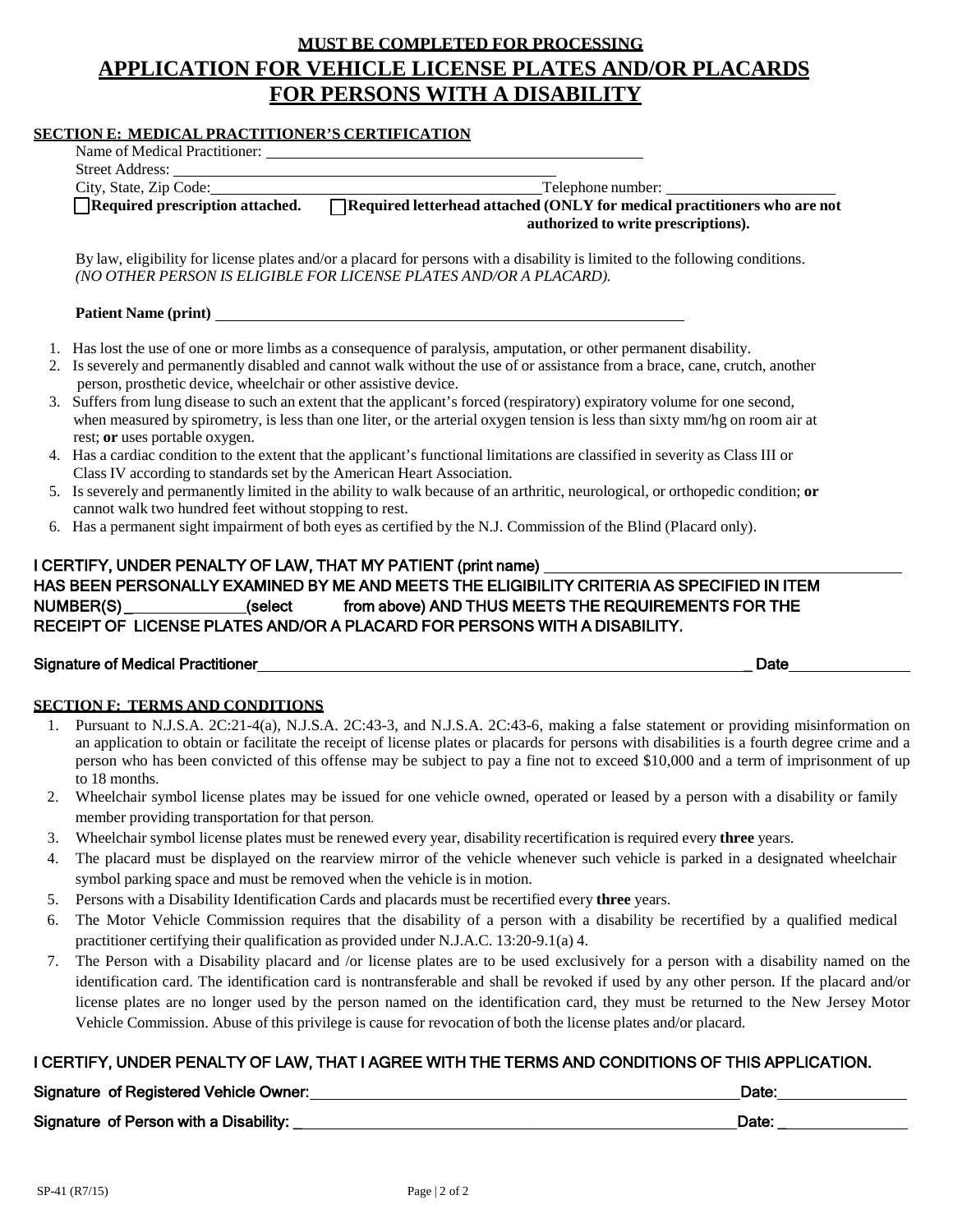**MUST BE COMPLETED FOR PROCESSING**

# APPLICATION FOR VEHICLE LICENSE PLATES AND/OR PLACARDS FOR PERSONS WITH A DISABILITY

## SECTION E: MEDICAL PRACTITIONER'S CERTIFICATION

Name of Medical Practitioner: ______________________________

Street Address: ______________________________

City, State, Zip Code: ______________________________ Telephone number: ____________________

☐ **Required prescription attached.** ☐ **Required letterhead attached (ONLY for medical practitioners who are not authorized to write prescriptions).**

By law, eligibility for license plates and/or a placard for persons with a disability is limited to the following conditions. *(NO OTHER PERSON IS ELIGIBLE FOR LICENSE PLATES AND/OR A PLACARD).*

**Patient Name (print)** ______________________________

1. Has lost the use of one or more limbs as a consequence of paralysis, amputation, or other permanent disability.
2. Is severely and permanently disabled and cannot walk without the use of or assistance from a brace, cane, crutch, another person, prosthetic device, wheelchair or other assistive device.
3. Suffers from lung disease to such an extent that the applicant's forced (respiratory) expiratory volume for one second, when measured by spirometry, is less than one liter, or the arterial oxygen tension is less than sixty mm/hg on room air at rest; **or** uses portable oxygen.
4. Has a cardiac condition to the extent that the applicant's functional limitations are classified in severity as Class III or Class IV according to standards set by the American Heart Association.
5. Is severely and permanently limited in the ability to walk because of an arthritic, neurological, or orthopedic condition; **or** cannot walk two hundred feet without stopping to rest.
6. Has a permanent sight impairment of both eyes as certified by the N.J. Commission of the Blind (Placard only).

I CERTIFY, UNDER PENALTY OF LAW, THAT MY PATIENT (print name) ______________________________ HAS BEEN PERSONALLY EXAMINED BY ME AND MEETS THE ELIGIBILITY CRITERIA AS SPECIFIED IN ITEM NUMBER(S) ______________ (select from above) AND THUS MEETS THE REQUIREMENTS FOR THE RECEIPT OF LICENSE PLATES AND/OR A PLACARD FOR PERSONS WITH A DISABILITY.

Signature of Medical Practitioner ______________________________ Date ______________

## SECTION F: TERMS AND CONDITIONS

1. Pursuant to N.J.S.A. 2C:21-4(a), N.J.S.A. 2C:43-3, and N.J.S.A. 2C:43-6, making a false statement or providing misinformation on an application to obtain or facilitate the receipt of license plates or placards for persons with disabilities is a fourth degree crime and a person who has been convicted of this offense may be subject to pay a fine not to exceed $10,000 and a term of imprisonment of up to 18 months.
2. Wheelchair symbol license plates may be issued for one vehicle owned, operated or leased by a person with a disability or family member providing transportation for that person.
3. Wheelchair symbol license plates must be renewed every year, disability recertification is required every **three** years.
4. The placard must be displayed on the rearview mirror of the vehicle whenever such vehicle is parked in a designated wheelchair symbol parking space and must be removed when the vehicle is in motion.
5. Persons with a Disability Identification Cards and placards must be recertified every **three** years.
6. The Motor Vehicle Commission requires that the disability of a person with a disability be recertified by a qualified medical practitioner certifying their qualification as provided under N.J.A.C. 13:20-9.1(a) 4.
7. The Person with a Disability placard and /or license plates are to be used exclusively for a person with a disability named on the identification card. The identification card is nontransferable and shall be revoked if used by any other person. If the placard and/or license plates are no longer used by the person named on the identification card, they must be returned to the New Jersey Motor Vehicle Commission. Abuse of this privilege is cause for revocation of both the license plates and/or placard.

I CERTIFY, UNDER PENALTY OF LAW, THAT I AGREE WITH THE TERMS AND CONDITIONS OF THIS APPLICATION.

Signature of Registered Vehicle Owner: ______________________________ Date: ______________

Signature of Person with a Disability: ______________________________ Date: ______________

SP-41 (R7/15)